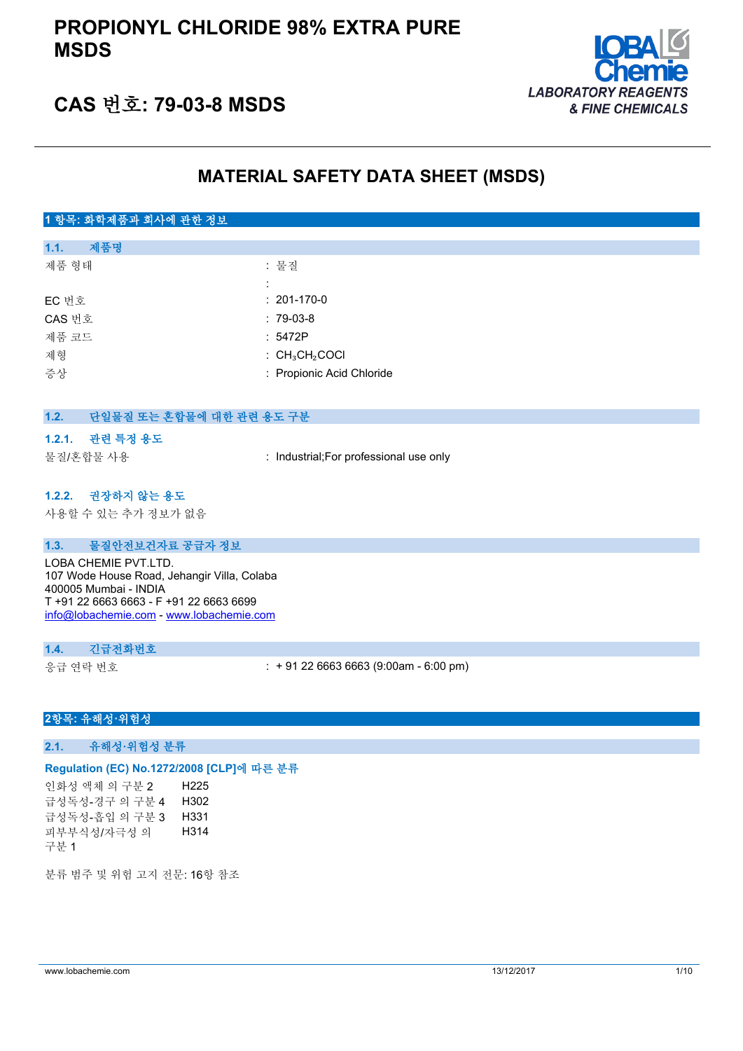# PROPIONYL CHLORIDE 98% EXTRA PURE MSDS

## CAS 번호: 79-03-8 MSDS

LOBA Chemie
LABORATORY REAGENTS & FINE CHEMICALS

## MATERIAL SAFETY DATA SHEET (MSDS)

### 1 항목: 화학제품과 회사에 관한 정보

#### 1.1. 제품명

| | |
|---|---|
| 제품 형태 | : 물질 |
| | : |
| EC 번호 | : 201-170-0 |
| CAS 번호 | : 79-03-8 |
| 제품 코드 | : 5472P |
| 제형 | : $CH_3CH_2COCl$ |
| 증상 | : Propionic Acid Chloride |

#### 1.2. 단일물질 또는 혼합물에 대한 관련 용도 구분

##### 1.2.1. 관련 특정 용도

| | |
|---|---|
| 물질/혼합물 사용 | : Industrial;For professional use only |

##### 1.2.2. 권장하지 않는 용도

사용할 수 있는 추가 정보가 없음

#### 1.3. 물질안전보건자료 공급자 정보

LOBA CHEMIE PVT.LTD.
107 Wode House Road, Jehangir Villa, Colaba
400005 Mumbai - INDIA
T +91 22 6663 6663 - F +91 22 6663 6699
info@lobachemie.com - www.lobachemie.com

#### 1.4. 긴급전화번호

| | |
|---|---|
| 응급 연락 번호 | : + 91 22 6663 6663 (9:00am - 6:00 pm) |

### 2항목: 유해성·위험성

#### 2.1. 유해성·위험성 분류

**Regulation (EC) No.1272/2008 [CLP]에 따른 분류**

| | |
|---|---|
| 인화성 액체 의 구분 2 | H225 |
| 급성독성-경구 의 구분 4 | H302 |
| 급성독성-흡입 의 구분 3 | H331 |
| 피부부식성/자극성 의 구분 1 | H314 |

분류 범주 및 위험 고지 전문: 16항 참조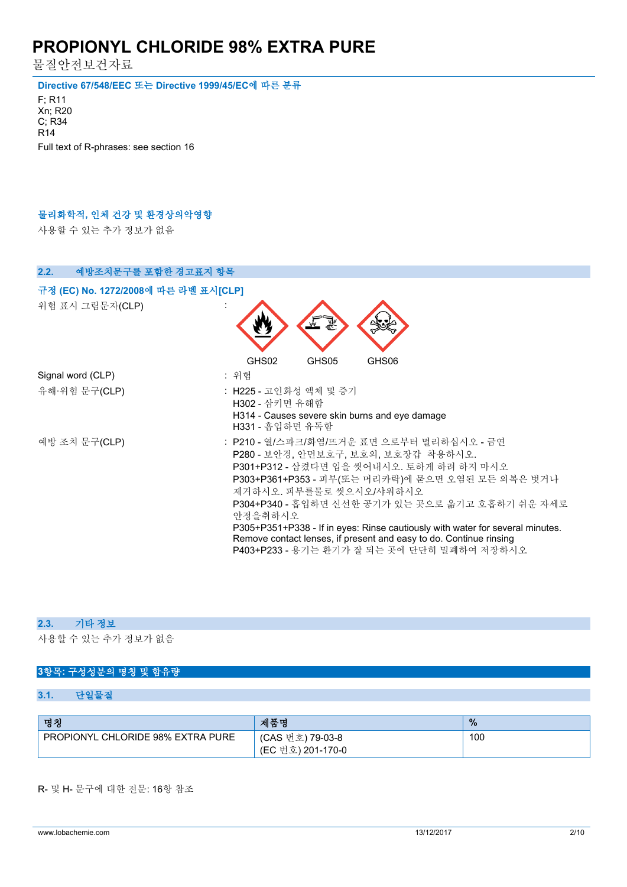### Directive 67/548/EEC 또는 Directive 1999/45/EC에 따른 분류

F; R11
Xn; R20
C; R34
R14

Full text of R-phrases: see section 16

### 물리화학적, 인체 건강 및 환경상의악영향

사용할 수 있는 추가 정보가 없음

## 2.2. 예방조치문구를 포함한 경고표지 항목

### 규정 (EC) No. 1272/2008에 따른 라벨 표시[CLP]

위험 표시 그림문자(CLP) : GHS02 GHS05 GHS06

Signal word (CLP) : 위험

유해·위험 문구(CLP) :
- H225 - 고인화성 액체 및 증기
- H302 - 삼키면 유해함
- H314 - Causes severe skin burns and eye damage
- H331 - 흡입하면 유독함

예방 조치 문구(CLP) :
- P210 - 열/스파크/화염/뜨거운 표면 으로부터 멀리하십시오 - 금연
- P280 - 보안경, 안면보호구, 보호의, 보호장갑 착용하십시오.
- P301+P312 - 삼켰다면 입을 씻어내십시오. 토하게 하려 하지 마시오
- P303+P361+P353 - 피부(또는 머리카락)에 묻으면 오염된 모든 의복은 벗거나 제거하시오. 피부를물로 씻으시오/샤워하시오
- P304+P340 - 흡입하면 신선한 공기가 있는 곳으로 옮기고 호흡하기 쉬운 자세로 안정을취하시오
- P305+P351+P338 - If in eyes: Rinse cautiously with water for several minutes. Remove contact lenses, if present and easy to do. Continue rinsing
- P403+P233 - 용기는 환기가 잘 되는 곳에 단단히 밀폐하여 저장하시오

## 2.3. 기타 정보

사용할 수 있는 추가 정보가 없음

# 3항목: 구성성분의 명칭 및 함유량

## 3.1. 단일물질

| 명칭 | 제품명 | % |
|---|---|---|
| PROPIONYL CHLORIDE 98% EXTRA PURE | (CAS 번호) 79-03-8<br>(EC 번호) 201-170-0 | 100 |

R- 및 H- 문구에 대한 전문: 16항 참조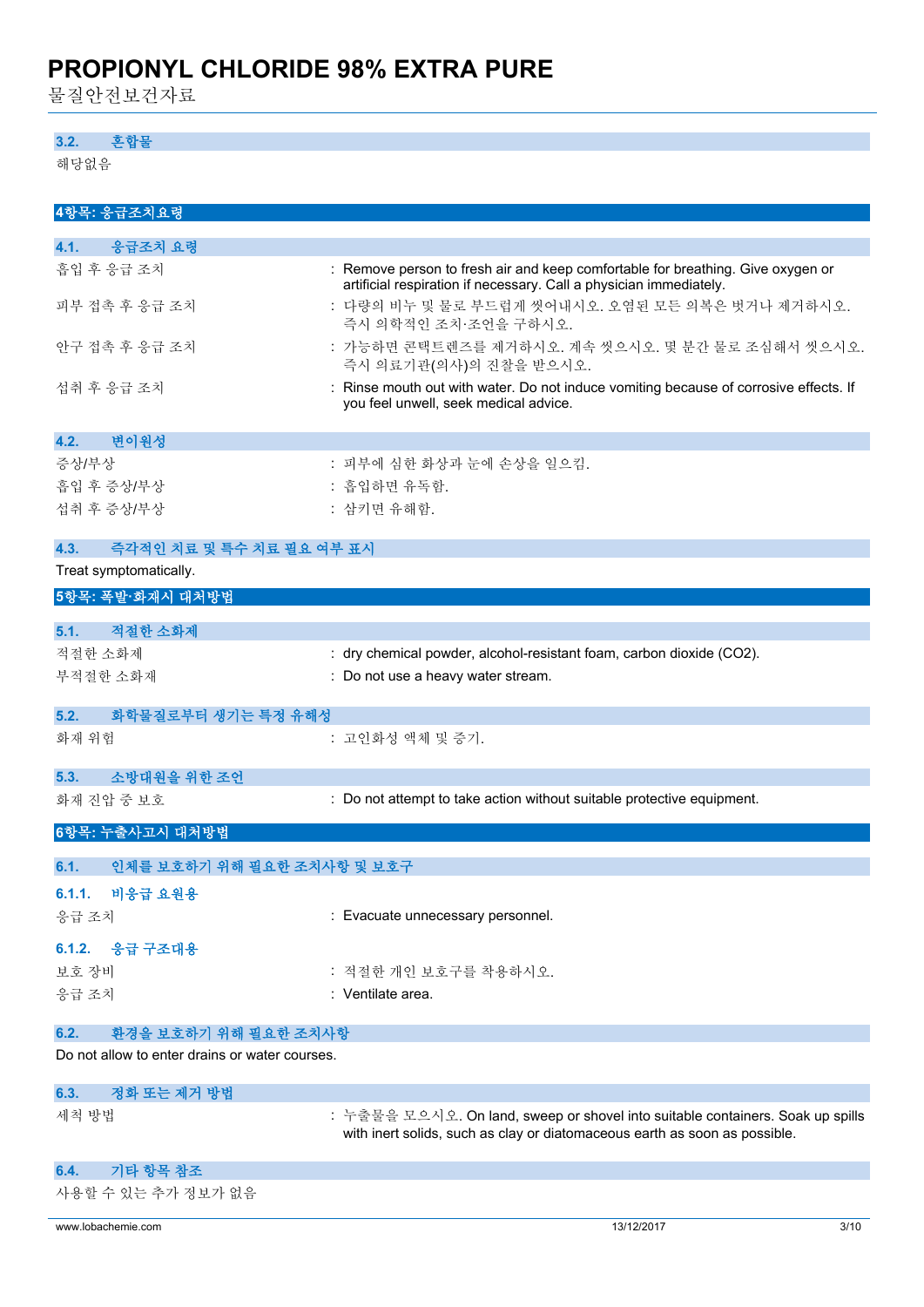### 3.2. 혼합물

해당없음

## 4항목: 응급조치요령

### 4.1. 응급조치 요령

| | |
|---|---|
| 흡입 후 응급 조치 | : Remove person to fresh air and keep comfortable for breathing. Give oxygen or artificial respiration if necessary. Call a physician immediately. |
| 피부 접촉 후 응급 조치 | : 다량의 비누 및 물로 부드럽게 씻어내시오. 오염된 모든 의복은 벗거나 제거하시오. 즉시 의학적인 조치·조언을 구하시오. |
| 안구 접촉 후 응급 조치 | : 가능하면 콘택트렌즈를 제거하시오. 계속 씻으시오. 몇 분간 물로 조심해서 씻으시오. 즉시 의료기관(의사)의 진찰을 받으시오. |
| 섭취 후 응급 조치 | : Rinse mouth out with water. Do not induce vomiting because of corrosive effects. If you feel unwell, seek medical advice. |

### 4.2. 변이원성

| | |
|---|---|
| 증상/부상 | : 피부에 심한 화상과 눈에 손상을 일으킴. |
| 흡입 후 증상/부상 | : 흡입하면 유독함. |
| 섭취 후 증상/부상 | : 삼키면 유해함. |

### 4.3. 즉각적인 치료 및 특수 치료 필요 여부 표시

Treat symptomatically.

## 5항목: 폭발·화재시 대처방법

### 5.1. 적절한 소화제

| | |
|---|---|
| 적절한 소화제 | : dry chemical powder, alcohol-resistant foam, carbon dioxide ($CO_2$). |
| 부적절한 소화제 | : Do not use a heavy water stream. |

### 5.2. 화학물질로부터 생기는 특정 유해성

| | |
|---|---|
| 화재 위험 | : 고인화성 액체 및 증기. |

### 5.3. 소방대원을 위한 조언

| | |
|---|---|
| 화재 진압 중 보호 | : Do not attempt to take action without suitable protective equipment. |

## 6항목: 누출사고시 대처방법

### 6.1. 인체를 보호하기 위해 필요한 조치사항 및 보호구

#### 6.1.1. 비응급 요원용

| | |
|---|---|
| 응급 조치 | : Evacuate unnecessary personnel. |

#### 6.1.2. 응급 구조대용

| | |
|---|---|
| 보호 장비 | : 적절한 개인 보호구를 착용하시오. |
| 응급 조치 | : Ventilate area. |

### 6.2. 환경을 보호하기 위해 필요한 조치사항

Do not allow to enter drains or water courses.

### 6.3. 정화 또는 제거 방법

| | |
|---|---|
| 세척 방법 | : 누출물을 모으시오. On land, sweep or shovel into suitable containers. Soak up spills with inert solids, such as clay or diatomaceous earth as soon as possible. |

### 6.4. 기타 항목 참조

사용할 수 있는 추가 정보가 없음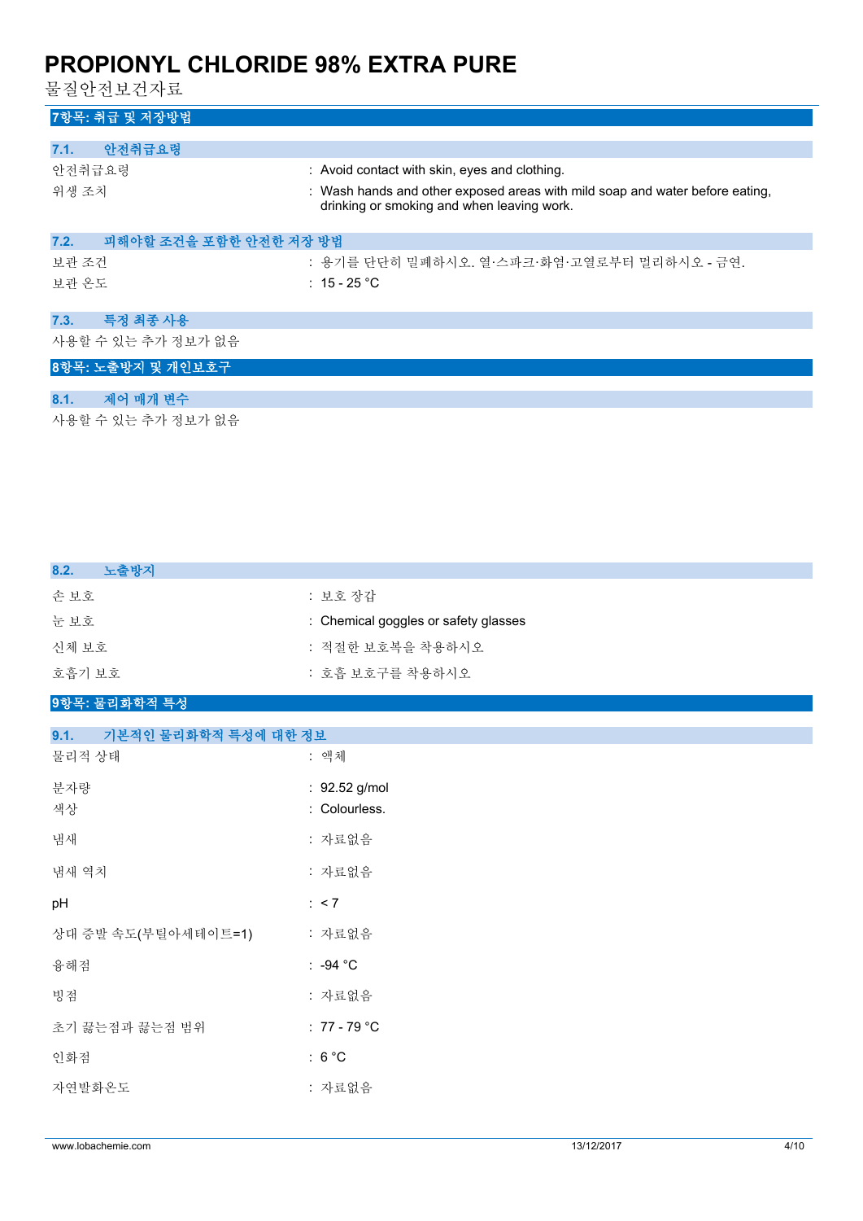## 7항목: 취급 및 저장방법

### 7.1. 안전취급요령

| | |
|---|---|
| 안전취급요령 | : Avoid contact with skin, eyes and clothing. |
| 위생 조치 | : Wash hands and other exposed areas with mild soap and water before eating, drinking or smoking and when leaving work. |

### 7.2. 피해야할 조건을 포함한 안전한 저장 방법

| | |
|---|---|
| 보관 조건 | : 용기를 단단히 밀폐하시오. 열·스파크·화염·고열로부터 멀리하시오 - 금연. |
| 보관 온도 | : 15 - 25 °C |

### 7.3. 특정 최종 사용

사용할 수 있는 추가 정보가 없음

## 8항목: 노출방지 및 개인보호구

### 8.1. 제어 매개 변수

사용할 수 있는 추가 정보가 없음

### 8.2. 노출방지

| | |
|---|---|
| 손 보호 | : 보호 장갑 |
| 눈 보호 | : Chemical goggles or safety glasses |
| 신체 보호 | : 적절한 보호복을 착용하시오 |
| 호흡기 보호 | : 호흡 보호구를 착용하시오 |

## 9항목: 물리화학적 특성

### 9.1. 기본적인 물리화학적 특성에 대한 정보

| | |
|---|---|
| 물리적 상태 | : 액체 |
| 분자량 | : 92.52 g/mol |
| 색상 | : Colourless. |
| 냄새 | : 자료없음 |
| 냄새 역치 | : 자료없음 |
| pH | : < 7 |
| 상대 증발 속도(부틸아세테이트=1) | : 자료없음 |
| 융해점 | : -94 °C |
| 빙점 | : 자료없음 |
| 초기 끓는점과 끓는점 범위 | : 77 - 79 °C |
| 인화점 | : 6 °C |
| 자연발화온도 | : 자료없음 |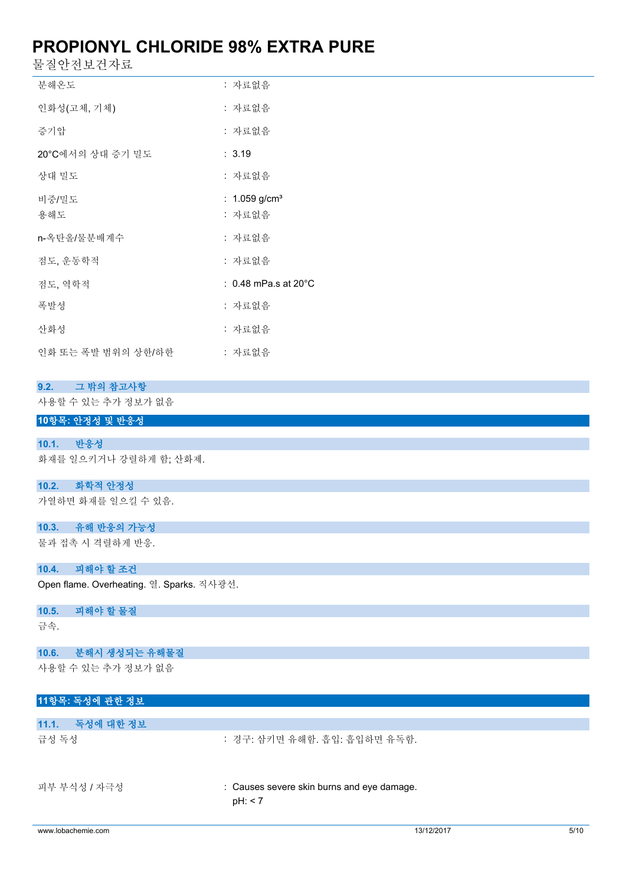| | |
|---|---|
| 분해온도 | : 자료없음 |
| 인화성(고체, 기체) | : 자료없음 |
| 증기압 | : 자료없음 |
| 20°C에서의 상대 증기 밀도 | : 3.19 |
| 상대 밀도 | : 자료없음 |
| 비중/밀도 | : 1.059 g/cm³ |
| 용해도 | : 자료없음 |
| n-옥탄올/물분배계수 | : 자료없음 |
| 점도, 운동학적 | : 자료없음 |
| 점도, 역학적 | : 0.48 mPa.s at 20°C |
| 폭발성 | : 자료없음 |
| 산화성 | : 자료없음 |
| 인화 또는 폭발 범위의 상한/하한 | : 자료없음 |

### 9.2. 그 밖의 참고사항

사용할 수 있는 추가 정보가 없음

## 10항목: 안정성 및 반응성

### 10.1. 반응성

화재를 일으키거나 강렬하게 함; 산화제.

### 10.2. 화학적 안정성

가열하면 화재를 일으킬 수 있음.

### 10.3. 유해 반응의 가능성

물과 접촉 시 격렬하게 반응.

### 10.4. 피해야 할 조건

Open flame. Overheating. 열. Sparks. 직사광선.

### 10.5. 피해야 할 물질

금속.

### 10.6. 분해시 생성되는 유해물질

사용할 수 있는 추가 정보가 없음

## 11항목: 독성에 관한 정보

### 11.1. 독성에 대한 정보

| | |
|---|---|
| 급성 독성 | : 경구: 삼키면 유해함. 흡입: 흡입하면 유독함. |
| 피부 부식성 / 자극성 | : Causes severe skin burns and eye damage.<br>pH: < 7 |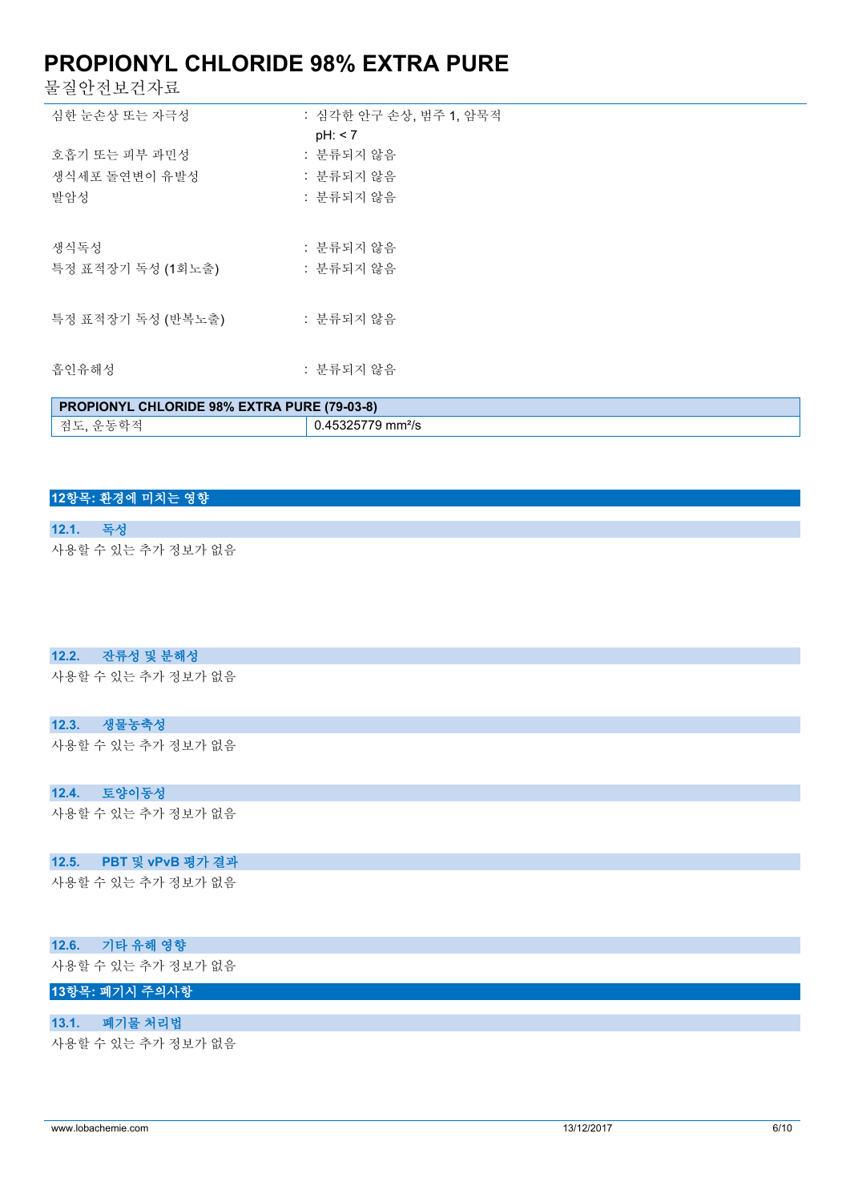| | |
|---|---|
| 심한 눈손상 또는 자극성 | : 심각한 안구 손상, 범주 1, 암묵적<br>pH: < 7 |
| 호흡기 또는 피부 과민성 | : 분류되지 않음 |
| 생식세포 돌연변이 유발성 | : 분류되지 않음 |
| 발암성 | : 분류되지 않음 |
| 생식독성 | : 분류되지 않음 |
| 특정 표적장기 독성 (1회노출) | : 분류되지 않음 |
| 특정 표적장기 독성 (반복노출) | : 분류되지 않음 |
| 흡인유해성 | : 분류되지 않음 |

| PROPIONYL CHLORIDE 98% EXTRA PURE (79-03-8) | |
|---|---|
| 점도, 운동학적 | 0.45325779 $mm^2/s$ |

## 12항목: 환경에 미치는 영향

### 12.1. 독성

사용할 수 있는 추가 정보가 없음

### 12.2. 잔류성 및 분해성

사용할 수 있는 추가 정보가 없음

### 12.3. 생물농축성

사용할 수 있는 추가 정보가 없음

### 12.4. 토양이동성

사용할 수 있는 추가 정보가 없음

### 12.5. PBT 및 vPvB 평가 결과

사용할 수 있는 추가 정보가 없음

### 12.6. 기타 유해 영향

사용할 수 있는 추가 정보가 없음

## 13항목: 폐기시 주의사항

### 13.1. 폐기물 처리법

사용할 수 있는 추가 정보가 없음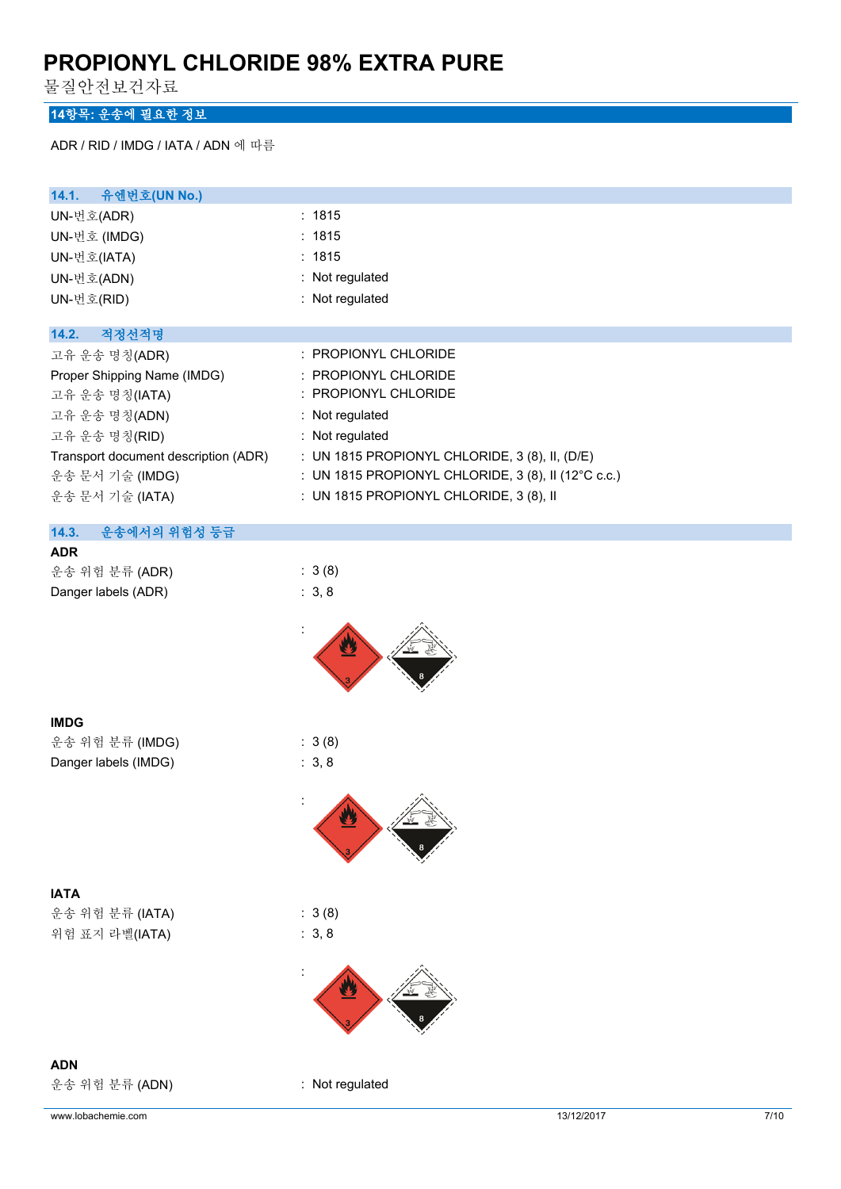# PROPIONYL CHLORIDE 98% EXTRA PURE

물질안전보건자료

## 14항목: 운송에 필요한 정보

ADR / RID / IMDG / IATA / ADN 에 따름

### 14.1. 유엔번호(UN No.)

| | |
|---|---|
| UN-번호(ADR) | : 1815 |
| UN-번호 (IMDG) | : 1815 |
| UN-번호(IATA) | : 1815 |
| UN-번호(ADN) | : Not regulated |
| UN-번호(RID) | : Not regulated |

### 14.2. 적정선적명

| | |
|---|---|
| 고유 운송 명칭(ADR) | : PROPIONYL CHLORIDE |
| Proper Shipping Name (IMDG) | : PROPIONYL CHLORIDE |
| 고유 운송 명칭(IATA) | : PROPIONYL CHLORIDE |
| 고유 운송 명칭(ADN) | : Not regulated |
| 고유 운송 명칭(RID) | : Not regulated |
| Transport document description (ADR) | : UN 1815 PROPIONYL CHLORIDE, 3 (8), II, (D/E) |
| 운송 문서 기술 (IMDG) | : UN 1815 PROPIONYL CHLORIDE, 3 (8), II (12°C c.c.) |
| 운송 문서 기술 (IATA) | : UN 1815 PROPIONYL CHLORIDE, 3 (8), II |

### 14.3. 운송에서의 위험성 등급

**ADR**

| | |
|---|---|
| 운송 위험 분류 (ADR) | : 3 (8) |
| Danger labels (ADR) | : 3, 8 |

**IMDG**

| | |
|---|---|
| 운송 위험 분류 (IMDG) | : 3 (8) |
| Danger labels (IMDG) | : 3, 8 |

**IATA**

| | |
|---|---|
| 운송 위험 분류 (IATA) | : 3 (8) |
| 위험 표지 라벨(IATA) | : 3, 8 |

**ADN**

| | |
|---|---|
| 운송 위험 분류 (ADN) | : Not regulated |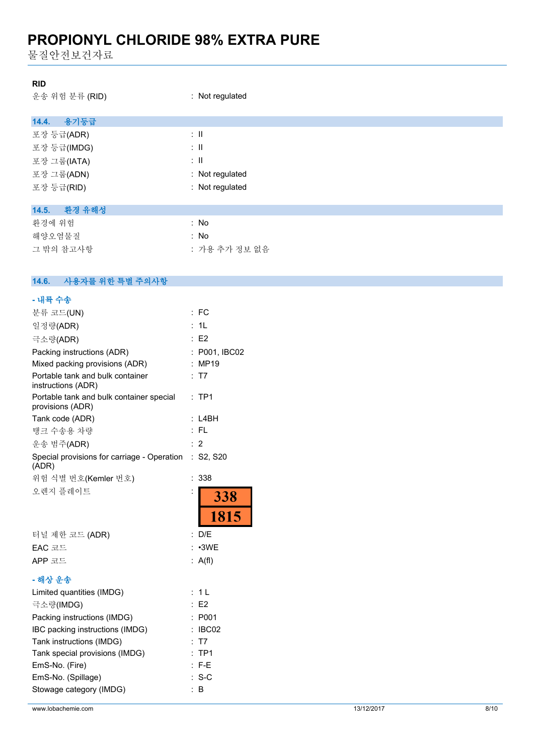**RID**

운송 위험 분류 (RID) : Not regulated

### 14.4. 용기등급

| | |
|---|---|
| 포장 등급(ADR) | : II |
| 포장 등급(IMDG) | : II |
| 포장 그룹(IATA) | : II |
| 포장 그룹(ADN) | : Not regulated |
| 포장 등급(RID) | : Not regulated |

### 14.5. 환경 유해성

| | |
|---|---|
| 환경에 위험 | : No |
| 해양오염물질 | : No |
| 그 밖의 참고사항 | : 가용 추가 정보 없음 |

### 14.6. 사용자를 위한 특별 주의사항

**- 내륙 수송**

| | |
|---|---|
| 분류 코드(UN) | : FC |
| 일정량(ADR) | : 1L |
| 극소량(ADR) | : E2 |
| Packing instructions (ADR) | : P001, IBC02 |
| Mixed packing provisions (ADR) | : MP19 |
| Portable tank and bulk container instructions (ADR) | : T7 |
| Portable tank and bulk container special provisions (ADR) | : TP1 |
| Tank code (ADR) | : L4BH |
| 탱크 수송용 차량 | : FL |
| 운송 범주(ADR) | : 2 |
| Special provisions for carriage - Operation (ADR) | : S2, S20 |
| 위험 식별 번호(Kemler 번호) | : 338 |
| 오렌지 플레이트 | : 338 / 1815 |
| 터널 제한 코드 (ADR) | : D/E |
| EAC 코드 | : •3WE |
| APP 코드 | : A(fl) |

**- 해상 운송**

| | |
|---|---|
| Limited quantities (IMDG) | : 1 L |
| 극소량(IMDG) | : E2 |
| Packing instructions (IMDG) | : P001 |
| IBC packing instructions (IMDG) | : IBC02 |
| Tank instructions (IMDG) | : T7 |
| Tank special provisions (IMDG) | : TP1 |
| EmS-No. (Fire) | : F-E |
| EmS-No. (Spillage) | : S-C |
| Stowage category (IMDG) | : B |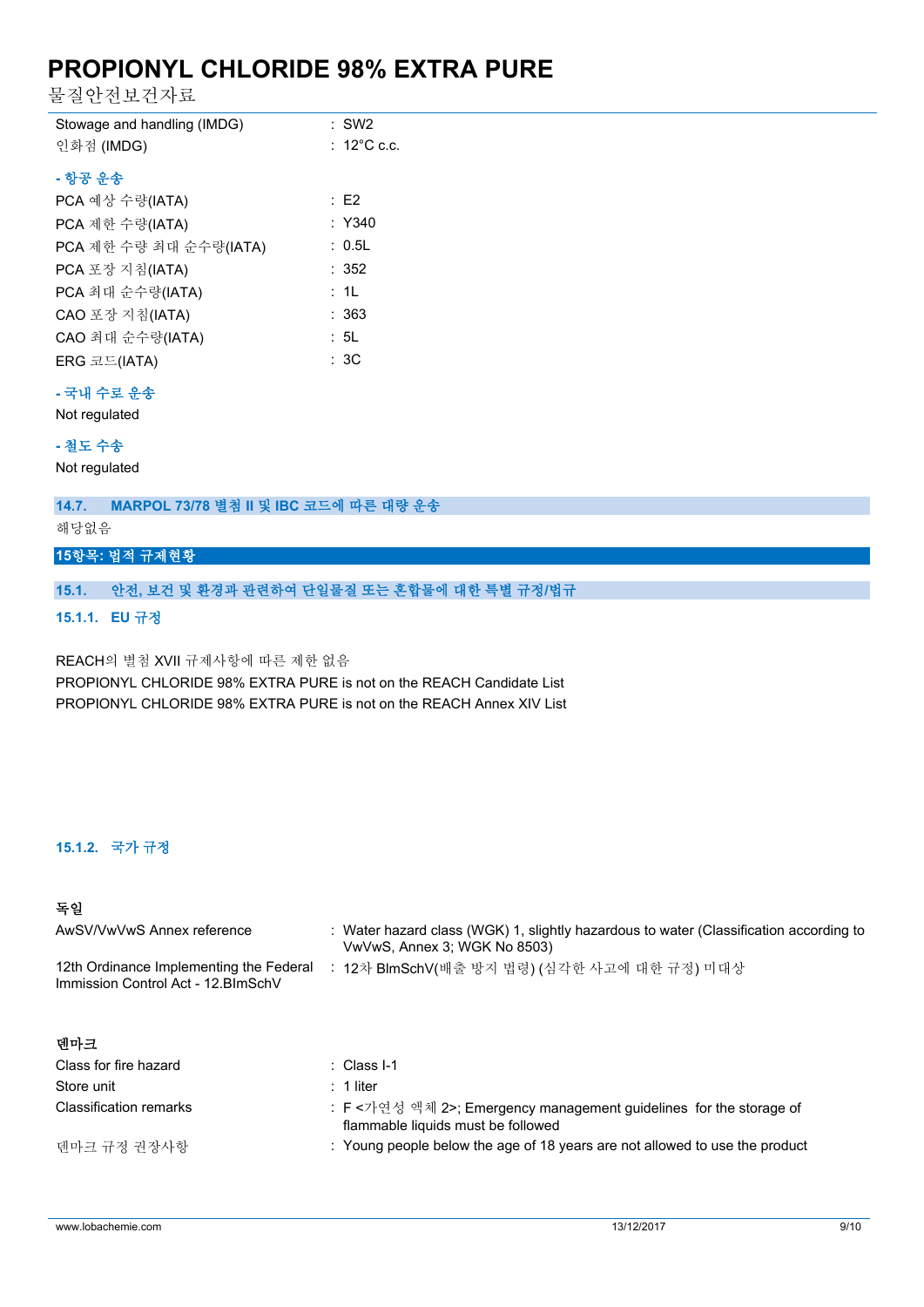| | |
|---|---|
| Stowage and handling (IMDG) | : SW2 |
| 인화점 (IMDG) | : 12°C c.c. |

**- 항공 운송**

| | |
|---|---|
| PCA 예상 수량(IATA) | : E2 |
| PCA 제한 수량(IATA) | : Y340 |
| PCA 제한 수량 최대 순수량(IATA) | : 0.5L |
| PCA 포장 지침(IATA) | : 352 |
| PCA 최대 순수량(IATA) | : 1L |
| CAO 포장 지침(IATA) | : 363 |
| CAO 최대 순수량(IATA) | : 5L |
| ERG 코드(IATA) | : 3C |

**- 국내 수로 운송**

Not regulated

**- 철도 수송**

Not regulated

### 14.7. MARPOL 73/78 별첨 II 및 IBC 코드에 따른 대량 운송

해당없음

## 15항목: 법적 규제현황

### 15.1. 안전, 보건 및 환경과 관련하여 단일물질 또는 혼합물에 대한 특별 규정/법규

#### 15.1.1. EU 규정

REACH의 별첨 XVII 규제사항에 따른 제한 없음

PROPIONYL CHLORIDE 98% EXTRA PURE is not on the REACH Candidate List

PROPIONYL CHLORIDE 98% EXTRA PURE is not on the REACH Annex XIV List

#### 15.1.2. 국가 규정

**독일**

| | |
|---|---|
| AwSV/VwVwS Annex reference | : Water hazard class (WGK) 1, slightly hazardous to water (Classification according to VwVwS, Annex 3; WGK No 8503) |
| 12th Ordinance Implementing the Federal Immission Control Act - 12.BImSchV | : 12차 BImSchV(배출 방지 법령) (심각한 사고에 대한 규정) 미대상 |

**덴마크**

| | |
|---|---|
| Class for fire hazard | : Class I-1 |
| Store unit | : 1 liter |
| Classification remarks | : F <가연성 액체 2>; Emergency management guidelines for the storage of flammable liquids must be followed |
| 덴마크 규정 권장사항 | : Young people below the age of 18 years are not allowed to use the product |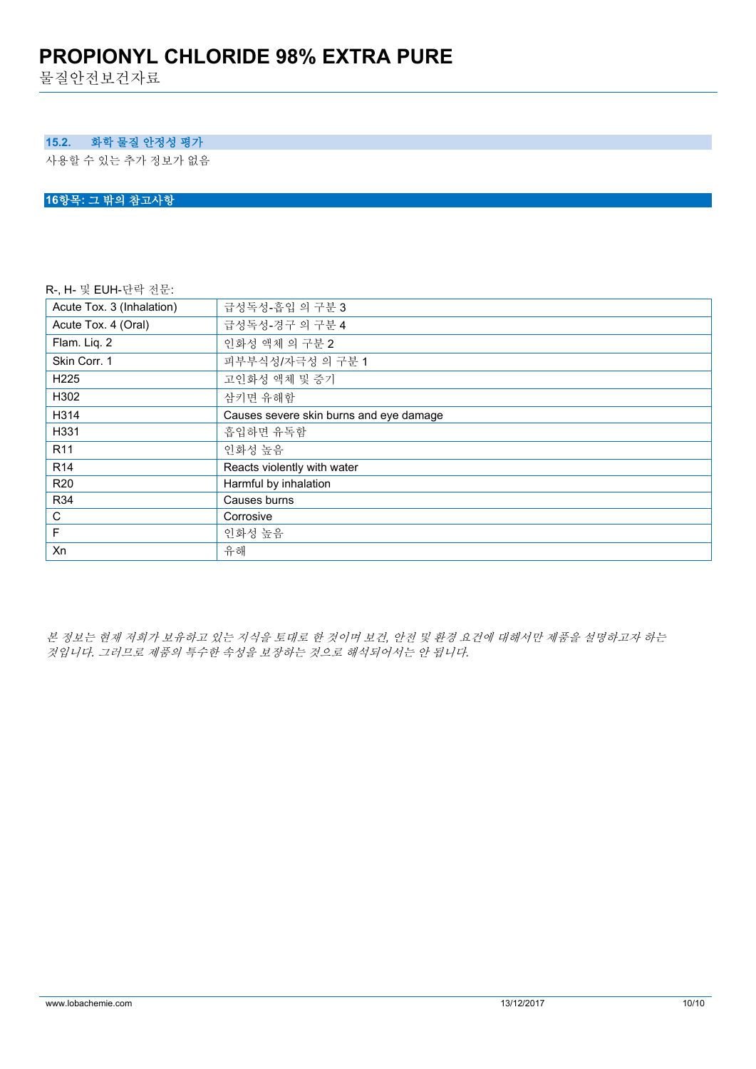### 15.2. 화학 물질 안정성 평가

사용할 수 있는 추가 정보가 없음

## 16항목: 그 밖의 참고사항

R-, H- 및 EUH-단락 전문:

| | |
|---|---|
| Acute Tox. 3 (Inhalation) | 급성독성-흡입 의 구분 3 |
| Acute Tox. 4 (Oral) | 급성독성-경구 의 구분 4 |
| Flam. Liq. 2 | 인화성 액체 의 구분 2 |
| Skin Corr. 1 | 피부부식성/자극성 의 구분 1 |
| H225 | 고인화성 액체 및 증기 |
| H302 | 삼키면 유해함 |
| H314 | Causes severe skin burns and eye damage |
| H331 | 흡입하면 유독함 |
| R11 | 인화성 높음 |
| R14 | Reacts violently with water |
| R20 | Harmful by inhalation |
| R34 | Causes burns |
| C | Corrosive |
| F | 인화성 높음 |
| Xn | 유해 |

*본 정보는 현재 저희가 보유하고 있는 지식을 토대로 한 것이며 보건, 안전 및 환경 요건에 대해서만 제품을 설명하고자 하는 것입니다. 그러므로 제품의 특수한 속성을 보장하는 것으로 해석되어서는 안 됩니다.*